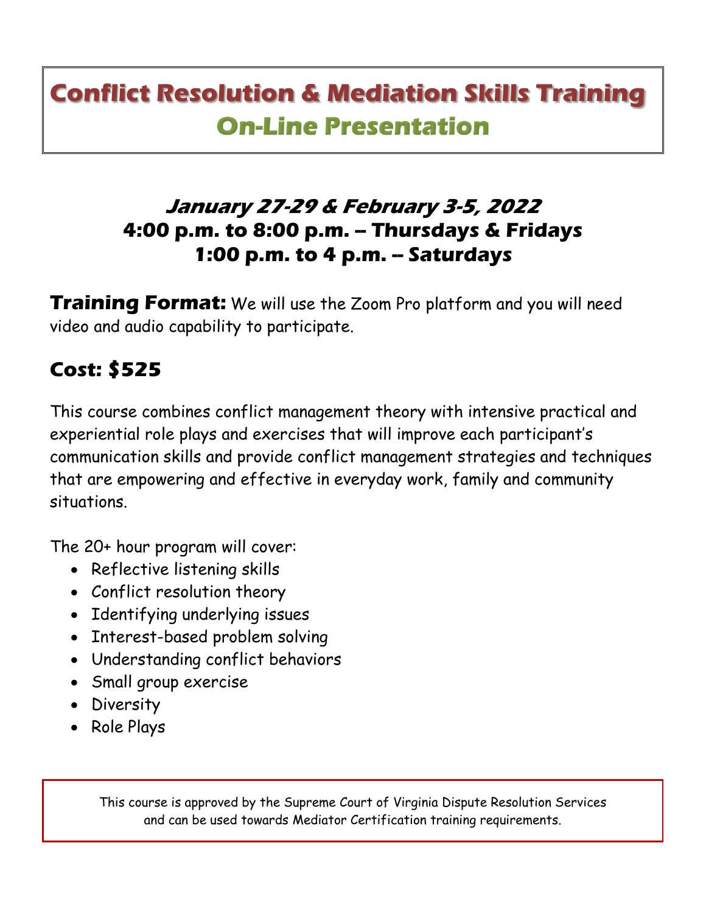# Conflict Resolution & Mediation Skills Training
## On-Line Presentation

### *January 27-29 & February 3-5, 2022*
### 4:00 p.m. to 8:00 p.m. -- Thursdays & Fridays
### 1:00 p.m. to 4 p.m. -- Saturdays

**Training Format:** We will use the Zoom Pro platform and you will need video and audio capability to participate.

## Cost: $525

This course combines conflict management theory with intensive practical and experiential role plays and exercises that will improve each participant's communication skills and provide conflict management strategies and techniques that are empowering and effective in everyday work, family and community situations.

The 20+ hour program will cover:

- Reflective listening skills
- Conflict resolution theory
- Identifying underlying issues
- Interest-based problem solving
- Understanding conflict behaviors
- Small group exercise
- Diversity
- Role Plays

This course is approved by the Supreme Court of Virginia Dispute Resolution Services and can be used towards Mediator Certification training requirements.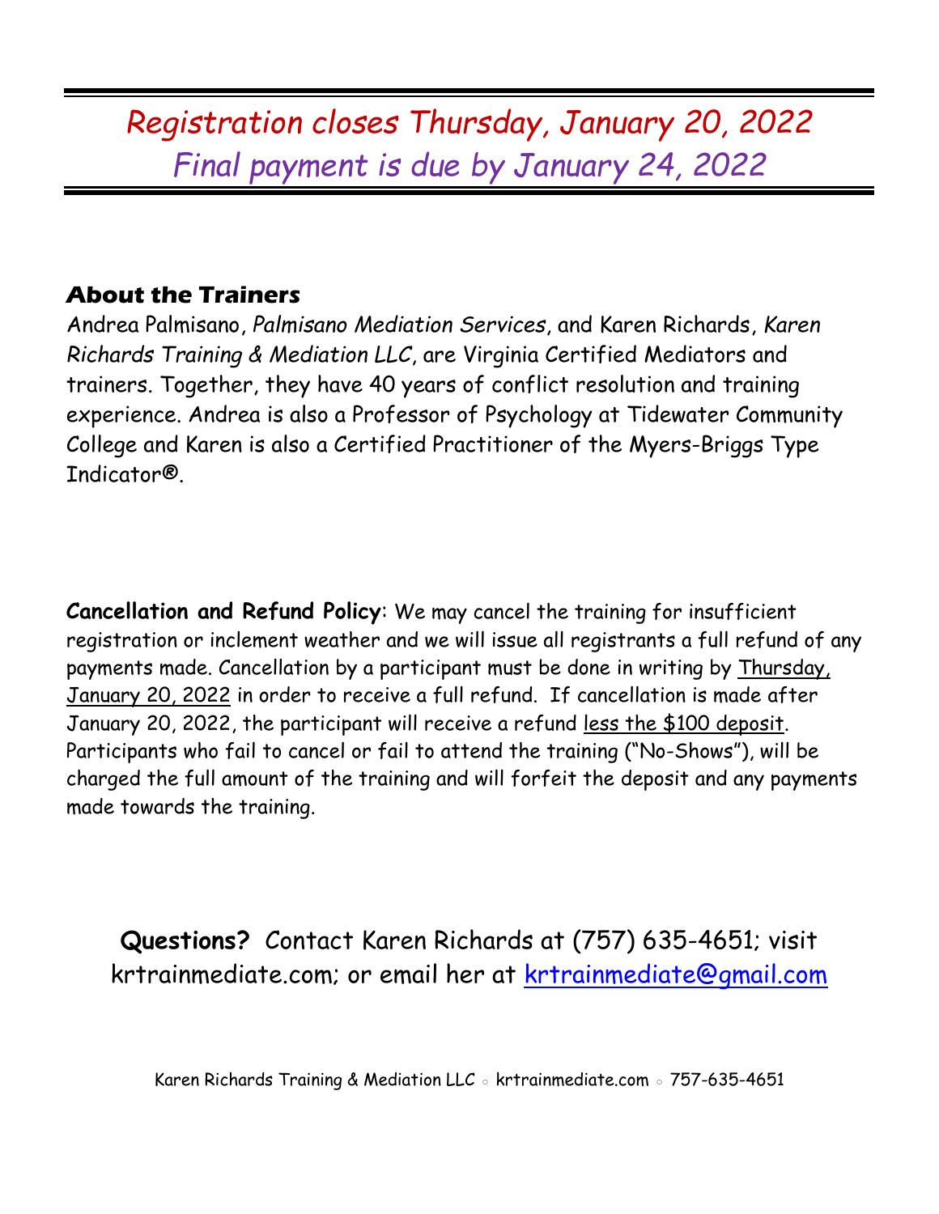*Registration closes Thursday, January 20, 2022*
*Final payment is due by January 24, 2022*

## About the Trainers

Andrea Palmisano, *Palmisano Mediation Services*, and Karen Richards, *Karen Richards Training & Mediation LLC*, are Virginia Certified Mediators and trainers. Together, they have 40 years of conflict resolution and training experience. Andrea is also a Professor of Psychology at Tidewater Community College and Karen is also a Certified Practitioner of the Myers-Briggs Type Indicator®.

**Cancellation and Refund Policy**: We may cancel the training for insufficient registration or inclement weather and we will issue all registrants a full refund of any payments made. Cancellation by a participant must be done in writing by Thursday, January 20, 2022 in order to receive a full refund. If cancellation is made after January 20, 2022, the participant will receive a refund less the $100 deposit. Participants who fail to cancel or fail to attend the training ("No-Shows"), will be charged the full amount of the training and will forfeit the deposit and any payments made towards the training.

**Questions?** Contact Karen Richards at (757) 635-4651; visit krtrainmediate.com; or email her at krtrainmediate@gmail.com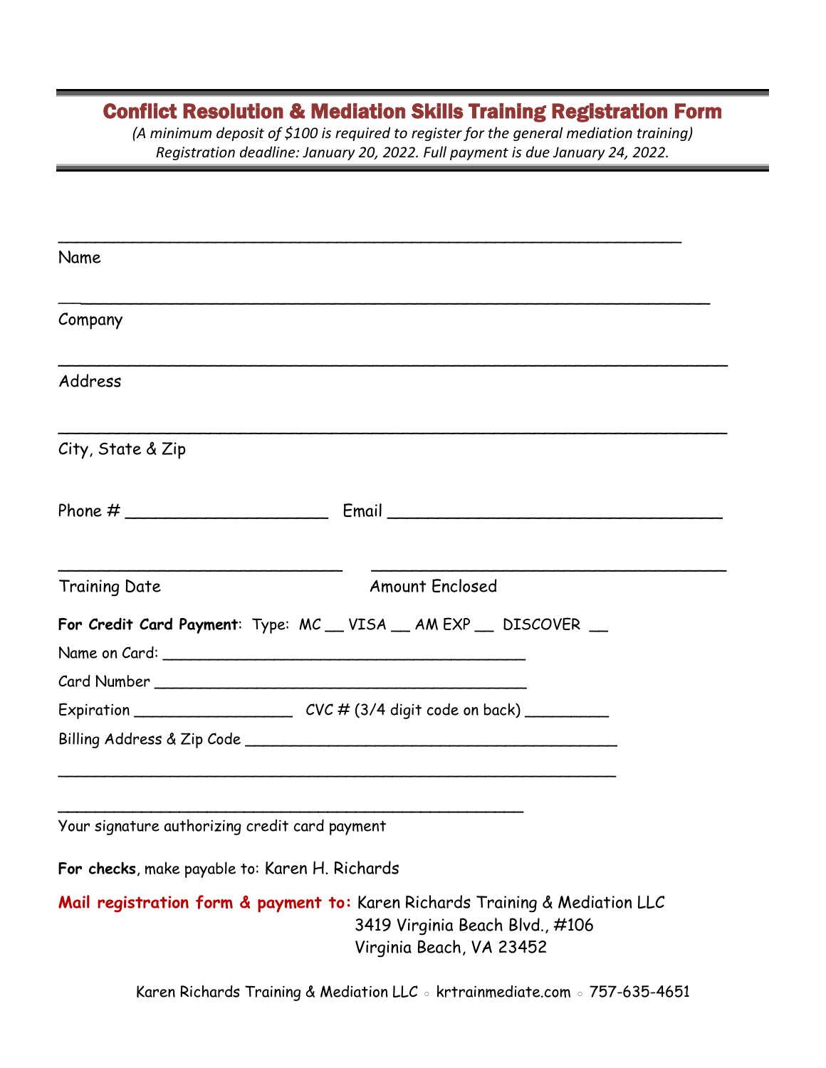# Conflict Resolution & Mediation Skills Training Registration Form

*(A minimum deposit of $100 is required to register for the general mediation training)*
*Registration deadline: January 20, 2022. Full payment is due January 24, 2022.*

___________________________________________________________
Name

___________________________________________________________
Company

___________________________________________________________
Address

___________________________________________________________
City, State & Zip

Phone # ____________________ Email ________________________________

______________________________ ____________________________________
Training Date Amount Enclosed

**For Credit Card Payment**: Type: MC __ VISA __ AM EXP __ DISCOVER __

Name on Card: ________________________________________

Card Number __________________________________________

Expiration _________________ CVC # (3/4 digit code on back) _________

Billing Address & Zip Code ________________________________________

___________________________________________________________

___________________________________________________
Your signature authorizing credit card payment

**For checks**, make payable to: Karen H. Richards

**Mail registration form & payment to:** Karen Richards Training & Mediation LLC
3419 Virginia Beach Blvd., #106
Virginia Beach, VA 23452

Karen Richards Training & Mediation LLC ○ krtrainmediate.com ○ 757-635-4651